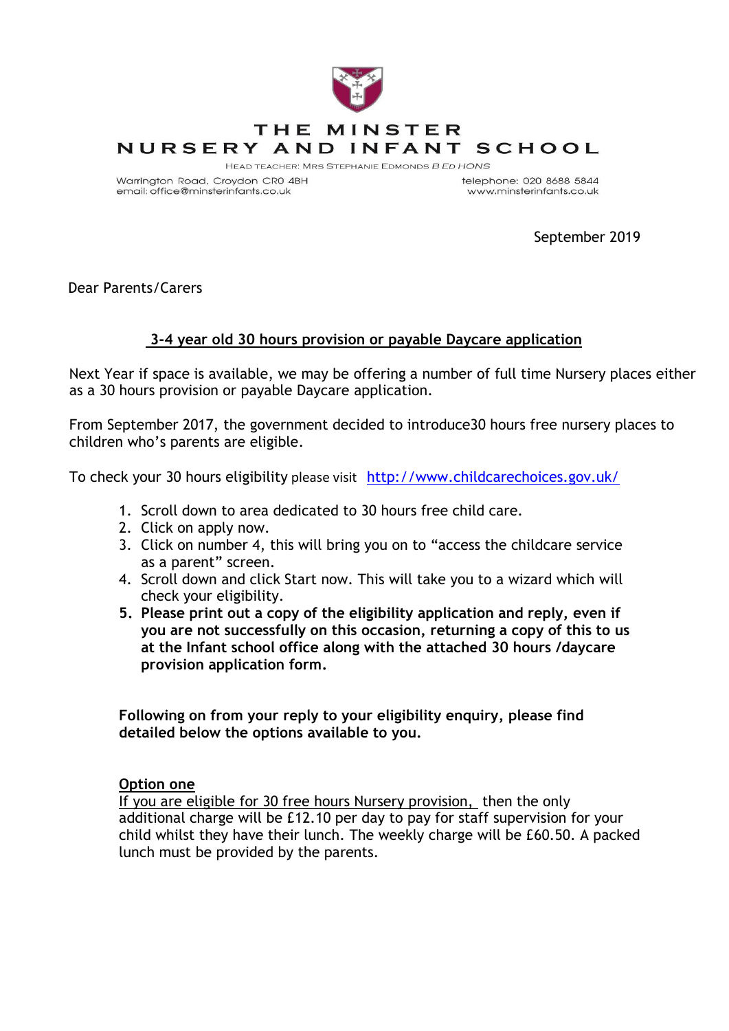# THE MINSTER NURSERY AND INFANT SCHOOL

HEAD TEACHER: MRS STEPHANIE EDMONDS *B ED HONS*

Warrington Road, Croydon CR0 4BH
email: office@minsterinfants.co.uk

telephone: 020 8688 5844
www.minsterinfants.co.uk

September 2019

Dear Parents/Carers

## 3-4 year old 30 hours provision or payable Daycare application

Next Year if space is available, we may be offering a number of full time Nursery places either as a 30 hours provision or payable Daycare application.

From September 2017, the government decided to introduce30 hours free nursery places to children who's parents are eligible.

To check your 30 hours eligibility please visit http://www.childcarechoices.gov.uk/

1. Scroll down to area dedicated to 30 hours free child care.
2. Click on apply now.
3. Click on number 4, this will bring you on to "access the childcare service as a parent" screen.
4. Scroll down and click Start now. This will take you to a wizard which will check your eligibility.
5. **Please print out a copy of the eligibility application and reply, even if you are not successfully on this occasion, returning a copy of this to us at the Infant school office along with the attached 30 hours /daycare provision application form.**

**Following on from your reply to your eligibility enquiry, please find detailed below the options available to you.**

**Option one**

If you are eligible for 30 free hours Nursery provision, then the only additional charge will be £12.10 per day to pay for staff supervision for your child whilst they have their lunch. The weekly charge will be £60.50. A packed lunch must be provided by the parents.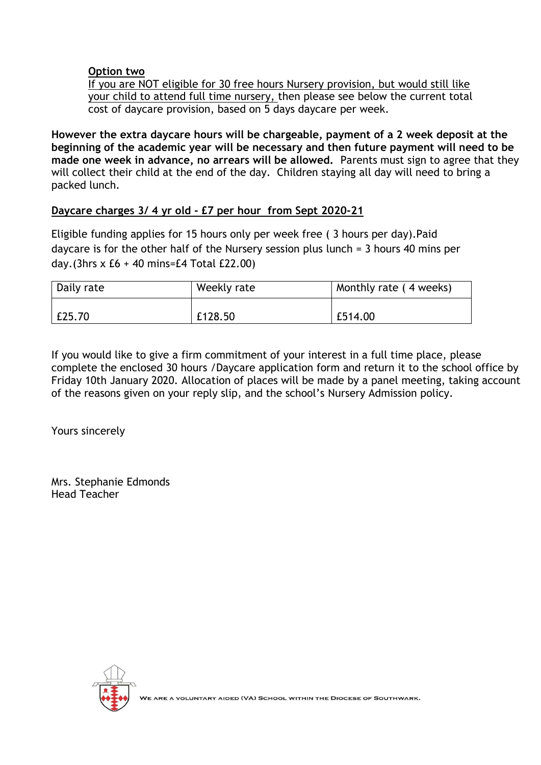**Option two**

If you are NOT eligible for 30 free hours Nursery provision, but would still like your child to attend full time nursery, then please see below the current total cost of daycare provision, based on 5 days daycare per week.

**However the extra daycare hours will be chargeable, payment of a 2 week deposit at the beginning of the academic year will be necessary and then future payment will need to be made one week in advance, no arrears will be allowed.** Parents must sign to agree that they will collect their child at the end of the day. Children staying all day will need to bring a packed lunch.

**Daycare charges 3/ 4 yr old - £7 per hour from Sept 2020-21**

Eligible funding applies for 15 hours only per week free ( 3 hours per day).Paid daycare is for the other half of the Nursery session plus lunch = 3 hours 40 mins per day.(3hrs x £6 + 40 mins=£4 Total £22.00)

| Daily rate | Weekly rate | Monthly rate ( 4 weeks) |
|---|---|---|
| £25.70 | £128.50 | £514.00 |

If you would like to give a firm commitment of your interest in a full time place, please complete the enclosed 30 hours /Daycare application form and return it to the school office by Friday 10th January 2020. Allocation of places will be made by a panel meeting, taking account of the reasons given on your reply slip, and the school's Nursery Admission policy.

Yours sincerely

Mrs. Stephanie Edmonds
Head Teacher

We are a Voluntary Aided (VA) School within the Diocese of Southwark.